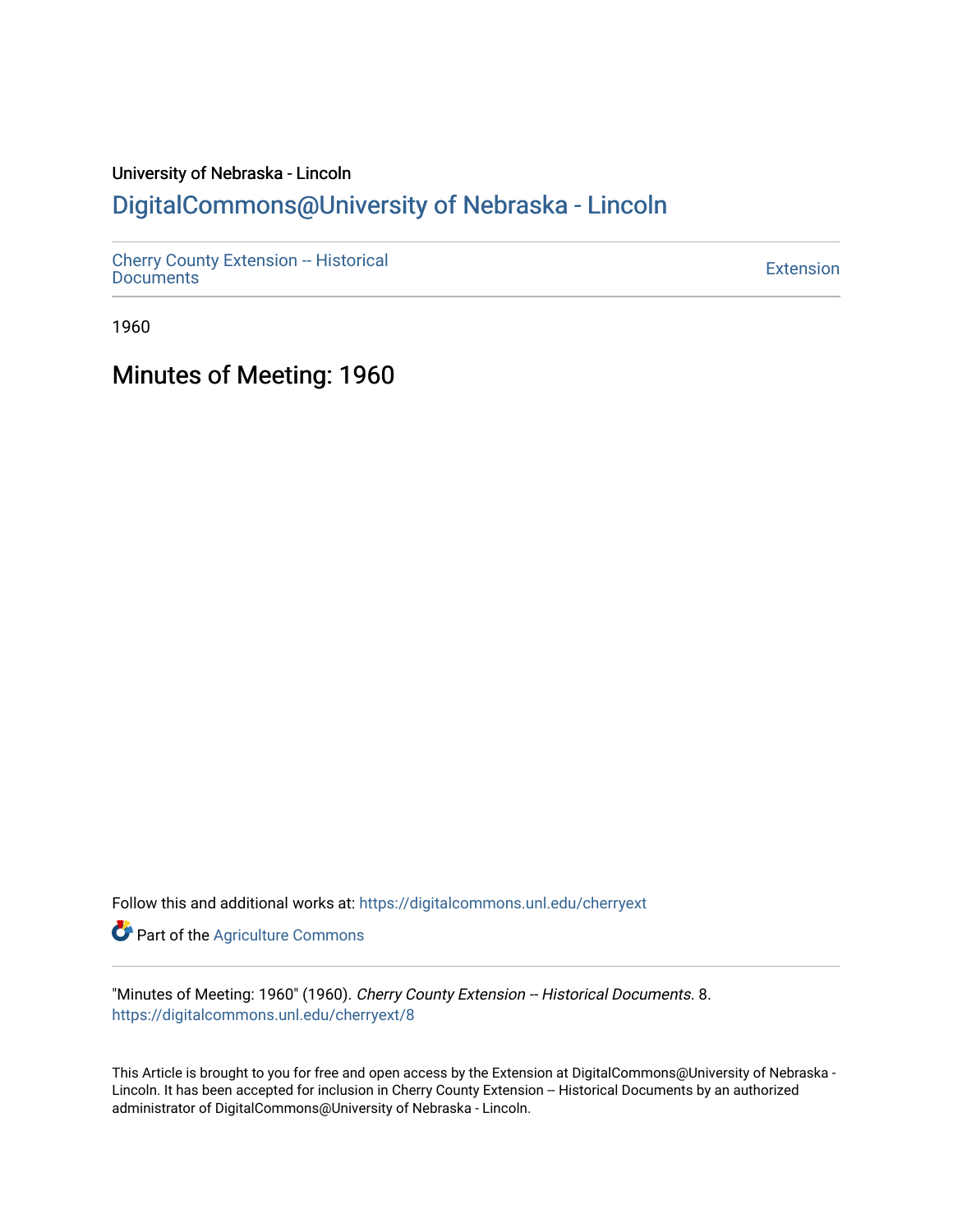University of Nebraska - Lincoln

# DigitalCommons@University of Nebraska - Lincoln

Cherry County Extension -- Historical Documents

Extension

1960

## Minutes of Meeting: 1960

Follow this and additional works at: https://digitalcommons.unl.edu/cherryext

Part of the Agriculture Commons

"Minutes of Meeting: 1960" (1960). *Cherry County Extension -- Historical Documents*. 8.
https://digitalcommons.unl.edu/cherryext/8

This Article is brought to you for free and open access by the Extension at DigitalCommons@University of Nebraska - Lincoln. It has been accepted for inclusion in Cherry County Extension -- Historical Documents by an authorized administrator of DigitalCommons@University of Nebraska - Lincoln.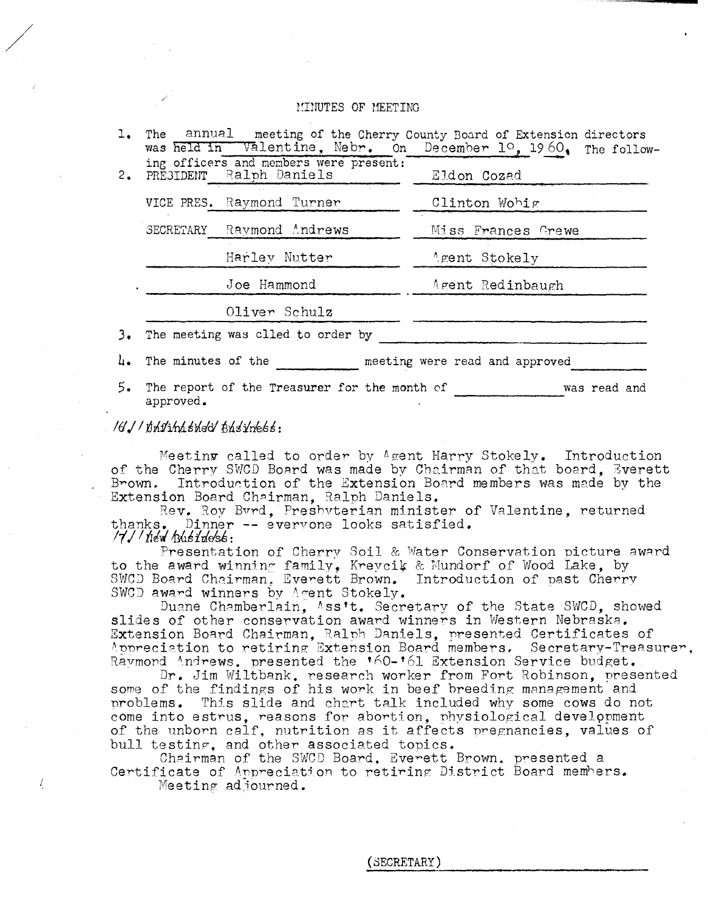# MINUTES OF MEETING

1. The annual meeting of the Cherry County Board of Extension directors was held in Valentine, Nebr. On December 19, 1960. The following officers and members were present:

2.

| | |
|---|---|
| PRESIDENT Ralph Daniels | Eldon Cozad |
| VICE PRES. Raymond Turner | Clinton Wohig |
| SECRETARY Raymond Andrews | Miss Frances Grewe |
| Harley Nutter | Agent Stokely |
| Joe Hammond | Agent Redinbaugh |
| Oliver Schulz | |

3. The meeting was clled to order by \_\_\_\_\_\_\_\_\_\_\_\_\_\_\_\_

4. The minutes of the \_\_\_\_\_\_\_\_ meeting were read and approved \_\_\_\_\_\_\_\_

5. The report of the Treasurer for the month of \_\_\_\_\_\_\_\_\_\_ was read and approved.

~~6. Unfinished Business:~~

Meeting called to order by Agent Harry Stokely. Introduction of the Cherry SWCD Board was made by Chairman of that board, Everett Brown. Introduction of the Extension Board members was made by the Extension Board Chairman, Ralph Daniels.

Rev. Roy Byrd, Presbyterian minister of Valentine, returned thanks. Dinner -- everyone looks satisfied.

~~7. New Business:~~

Presentation of Cherry Soil & Water Conservation picture award to the award winning family, Kreycik & Mundorf of Wood Lake, by SWCD Board Chairman, Everett Brown. Introduction of past Cherry SWCD award winners by Agent Stokely.

Duane Chamberlain, Ass't. Secretary of the State SWCD, showed slides of other conservation award winners in Western Nebraska. Extension Board Chairman, Ralph Daniels, presented Certificates of Appreciation to retiring Extension Board members. Secretary-Treasurer, Raymond Andrews, presented the '60-'61 Extension Service budget.

Dr. Jim Wiltbank, research worker from Fort Robinson, presented some of the findings of his work in beef breeding management and problems. This slide and chart talk included why some cows do not come into estrus, reasons for abortion, physiological development of the unborn calf, nutrition as it affects pregnancies, values of bull testing, and other associated topics.

Chairman of the SWCD Board, Everett Brown, presented a Certificate of Appreciation to retiring District Board members.

Meeting adjourned.

(SECRETARY) \_\_\_\_\_\_\_\_\_\_\_\_\_\_\_\_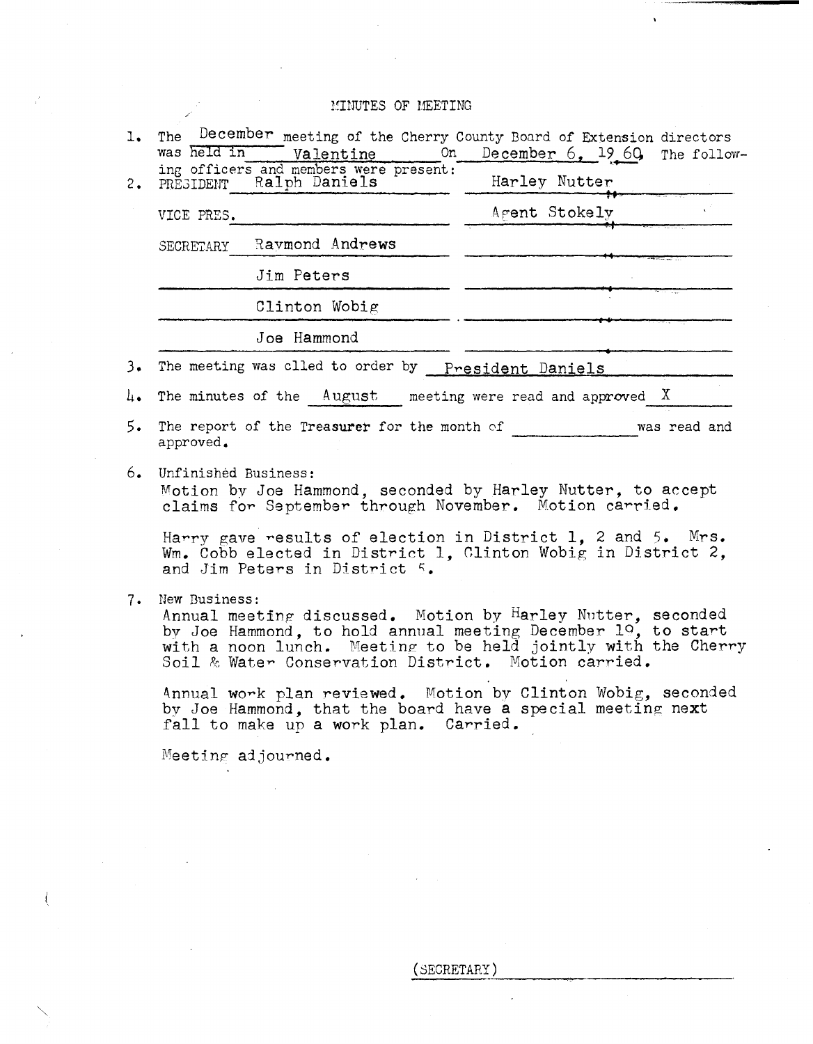# MINUTES OF MEETING

1. The December meeting of the Cherry County Board of Extension directors was held in Valentine On December 6, 1960 The following officers and members were present:
2. PRESIDENT Ralph Daniels — Harley Nutter

   VICE PRES. — Agent Stokely

   SECRETARY Raymond Andrews

   Jim Peters

   Clinton Wobig

   Joe Hammond
3. The meeting was clled to order by President Daniels
4. The minutes of the August meeting were read and approved X
5. The report of the Treasurer for the month of ______________ was read and approved.
6. Unfinished Business:

   Motion by Joe Hammond, seconded by Harley Nutter, to accept claims for September through November. Motion carried.

   Harry gave results of election in District 1, 2 and 5. Mrs. Wm. Cobb elected in District 1, Clinton Wobig in District 2, and Jim Peters in District 5.
7. New Business:

   Annual meeting discussed. Motion by Harley Nutter, seconded by Joe Hammond, to hold annual meeting December 19, to start with a noon lunch. Meeting to be held jointly with the Cherry Soil & Water Conservation District. Motion carried.

   Annual work plan reviewed. Motion by Clinton Wobig, seconded by Joe Hammond, that the board have a special meeting next fall to make up a work plan. Carried.

   Meeting adjourned.

(SECRETARY)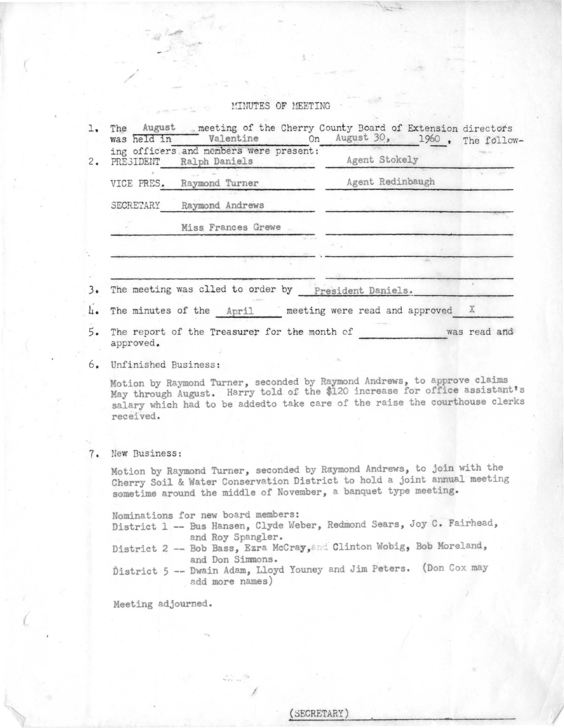# MINUTES OF MEETING

1. The August meeting of the Cherry County Board of Extension directors was held in Valentine On August 30, 1960. The following officers and members were present:
2. PRESIDENT Ralph Daniels — Agent Stokely

   VICE PRES. Raymond Turner — Agent Redinbaugh

   SECRETARY Raymond Andrews

   Miss Frances Grewe

3. The meeting was clled to order by President Daniels.
4. The minutes of the April meeting were read and approved X
5. The report of the Treasurer for the month of \_\_\_\_\_\_\_\_ was read and approved.
6. Unfinished Business:

   Motion by Raymond Turner, seconded by Raymond Andrews, to approve claims May through August. Harry told of the $120 increase for office assistant's salary which had to be addedto take care of the raise the courthouse clerks received.

7. New Business:

   Motion by Raymond Turner, seconded by Raymond Andrews, to join with the Cherry Soil & Water Conservation District to hold a joint annual meeting sometime around the middle of November, a banquet type meeting.

   Nominations for new board members:
   District 1 -- Bus Hansen, Clyde Weber, Redmond Sears, Joy C. Fairhead, and Roy Spangler.
   District 2 -- Bob Bass, Ezra McCray, and Clinton Wobig, Bob Moreland, and Don Simmons.
   District 5 -- Dwain Adam, Lloyd Youney and Jim Peters. (Don Cox may add more names)

   Meeting adjourned.

(SECRETARY) \_\_\_\_\_\_\_\_\_\_\_\_\_\_\_\_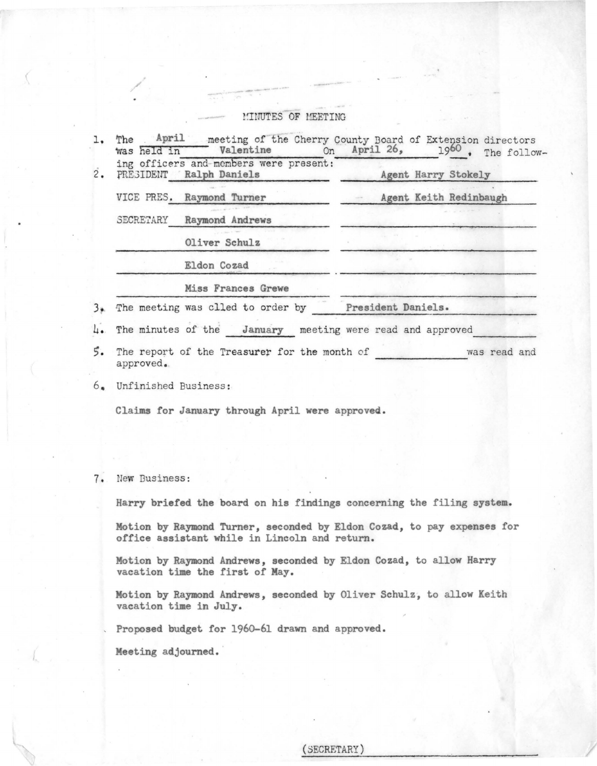# MINUTES OF MEETING

1. The April meeting of the Cherry County Board of Extension directors was held in Valentine On April 26, 1960. The following officers and members were present:

2. 

| | |
|---|---|
| PRESIDENT Ralph Daniels | Agent Harry Stokely |
| VICE PRES. Raymond Turner | Agent Keith Redinbaugh |
| SECRETARY Raymond Andrews | |
| Oliver Schulz | |
| Eldon Cozad | |
| Miss Frances Grewe | |

3. The meeting was clled to order by President Daniels.

4. The minutes of the January meeting were read and approved

5. The report of the Treasurer for the month of \_\_\_\_\_\_\_\_ was read and approved.

6. Unfinished Business:

   **Claims for January through April were approved.**

7. New Business:

   **Harry briefed the board on his findings concerning the filing system.**

   **Motion by Raymond Turner, seconded by Eldon Cozad, to pay expenses for office assistant while in Lincoln and return.**

   **Motion by Raymond Andrews, seconded by Eldon Cozad, to allow Harry vacation time the first of May.**

   **Motion by Raymond Andrews, seconded by Oliver Schulz, to allow Keith vacation time in July.**

   **Proposed budget for 1960-61 drawn and approved.**

   **Meeting adjourned.**

(SECRETARY)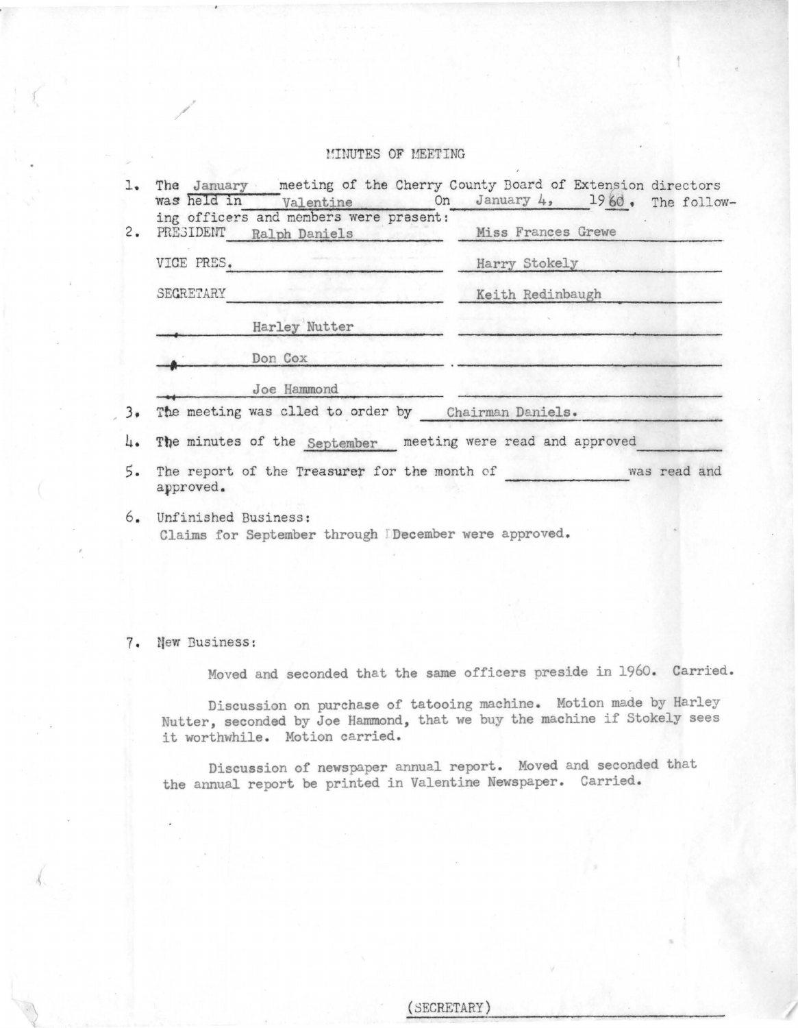# MINUTES OF MEETING

1. The January meeting of the Cherry County Board of Extension directors was held in Valentine On January 4, 1960. The following officers and members were present:

2. PRESIDENT Ralph Daniels — Miss Frances Grewe

   VICE PRES. — Harry Stokely

   SECRETARY — Keith Redinbaugh

   Harley Nutter

   Don Cox

   Joe Hammond

3. The meeting was clled to order by Chairman Daniels.

4. The minutes of the September meeting were read and approved

5. The report of the Treasurer for the month of \_\_\_\_\_\_\_\_\_\_ was read and approved.

6. Unfinished Business:

   Claims for September through December were approved.

7. New Business:

   Moved and seconded that the same officers preside in 1960. Carried.

   Discussion on purchase of tatooing machine. Motion made by Harley Nutter, seconded by Joe Hammond, that we buy the machine if Stokely sees it worthwhile. Motion carried.

   Discussion of newspaper annual report. Moved and seconded that the annual report be printed in Valentine Newspaper. Carried.

(SECRETARY)